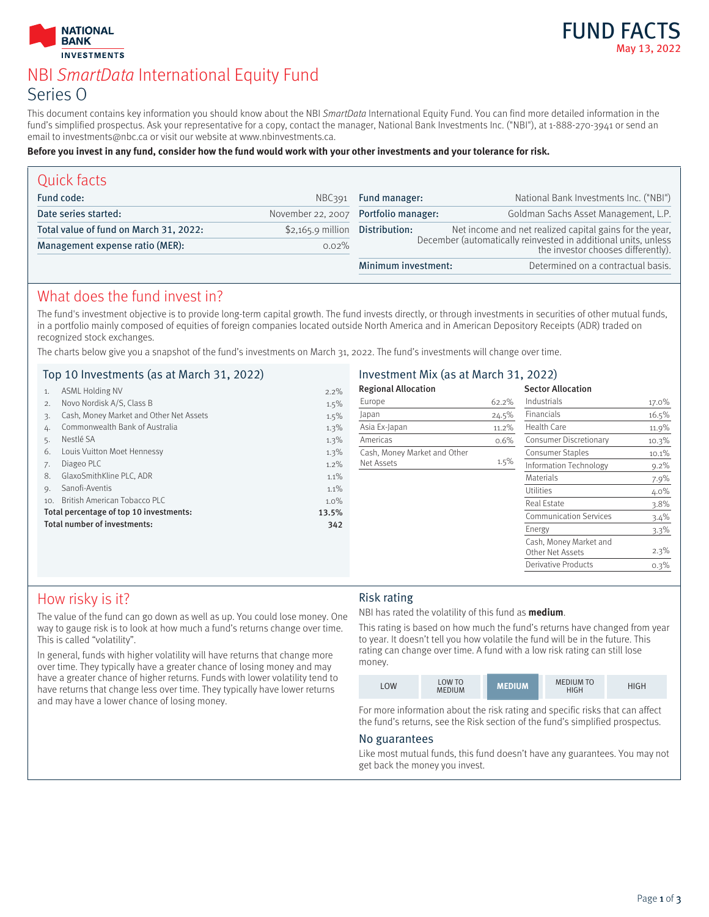NATIONAL BANK INVESTMENTS

# FUND FACTS

May 13, 2022

# NBI *SmartData* International Equity Fund

## Series O

This document contains key information you should know about the NBI *SmartData* International Equity Fund. You can find more detailed information in the fund's simplified prospectus. Ask your representative for a copy, contact the manager, National Bank Investments Inc. ("NBI"), at 1-888-270-3941 or send an email to investments@nbc.ca or visit our website at www.nbinvestments.ca.

**Before you invest in any fund, consider how the fund would work with your other investments and your tolerance for risk.**

## Quick facts

| | |
|---|---|
| Fund code: | NBC391 |
| Date series started: | November 22, 2007 |
| Total value of fund on March 31, 2022: | $2,165.9 million |
| Management expense ratio (MER): | 0.02% |
| Fund manager: | National Bank Investments Inc. ("NBI") |
| Portfolio manager: | Goldman Sachs Asset Management, L.P. |
| Distribution: | Net income and net realized capital gains for the year, December (automatically reinvested in additional units, unless the investor chooses differently). |
| Minimum investment: | Determined on a contractual basis. |

## What does the fund invest in?

The fund's investment objective is to provide long-term capital growth. The fund invests directly, or through investments in securities of other mutual funds, in a portfolio mainly composed of equities of foreign companies located outside North America and in American Depository Receipts (ADR) traded on recognized stock exchanges.

The charts below give you a snapshot of the fund's investments on March 31, 2022. The fund's investments will change over time.

### Top 10 Investments (as at March 31, 2022)

| | | |
|---|---|---|
| 1. | ASML Holding NV | 2.2% |
| 2. | Novo Nordisk A/S, Class B | 1.5% |
| 3. | Cash, Money Market and Other Net Assets | 1.5% |
| 4. | Commonwealth Bank of Australia | 1.3% |
| 5. | Nestlé SA | 1.3% |
| 6. | Louis Vuitton Moet Hennessy | 1.3% |
| 7. | Diageo PLC | 1.2% |
| 8. | GlaxoSmithKline PLC, ADR | 1.1% |
| 9. | Sanofi-Aventis | 1.1% |
| 10. | British American Tobacco PLC | 1.0% |
| **Total percentage of top 10 investments:** | | **13.5%** |
| **Total number of investments:** | | **342** |

### Investment Mix (as at March 31, 2022)

**Regional Allocation**

| | |
|---|---|
| Europe | 62.2% |
| Japan | 24.5% |
| Asia Ex-Japan | 11.2% |
| Americas | 0.6% |
| Cash, Money Market and Other Net Assets | 1.5% |

**Sector Allocation**

| | |
|---|---|
| Industrials | 17.0% |
| Financials | 16.5% |
| Health Care | 11.9% |
| Consumer Discretionary | 10.3% |
| Consumer Staples | 10.1% |
| Information Technology | 9.2% |
| Materials | 7.9% |
| Utilities | 4.0% |
| Real Estate | 3.8% |
| Communication Services | 3.4% |
| Energy | 3.3% |
| Cash, Money Market and Other Net Assets | 2.3% |
| Derivative Products | 0.3% |

## How risky is it?

The value of the fund can go down as well as up. You could lose money. One way to gauge risk is to look at how much a fund's returns change over time. This is called "volatility".

In general, funds with higher volatility will have returns that change more over time. They typically have a greater chance of losing money and may have a greater chance of higher returns. Funds with lower volatility tend to have returns that change less over time. They typically have lower returns and may have a lower chance of losing money.

### Risk rating

NBI has rated the volatility of this fund as **medium**.

This rating is based on how much the fund's returns have changed from year to year. It doesn't tell you how volatile the fund will be in the future. This rating can change over time. A fund with a low risk rating can still lose money.

| LOW | LOW TO MEDIUM | **MEDIUM** | MEDIUM TO HIGH | HIGH |
|---|---|---|---|---|

For more information about the risk rating and specific risks that can affect the fund's returns, see the Risk section of the fund's simplified prospectus.

### No guarantees

Like most mutual funds, this fund doesn't have any guarantees. You may not get back the money you invest.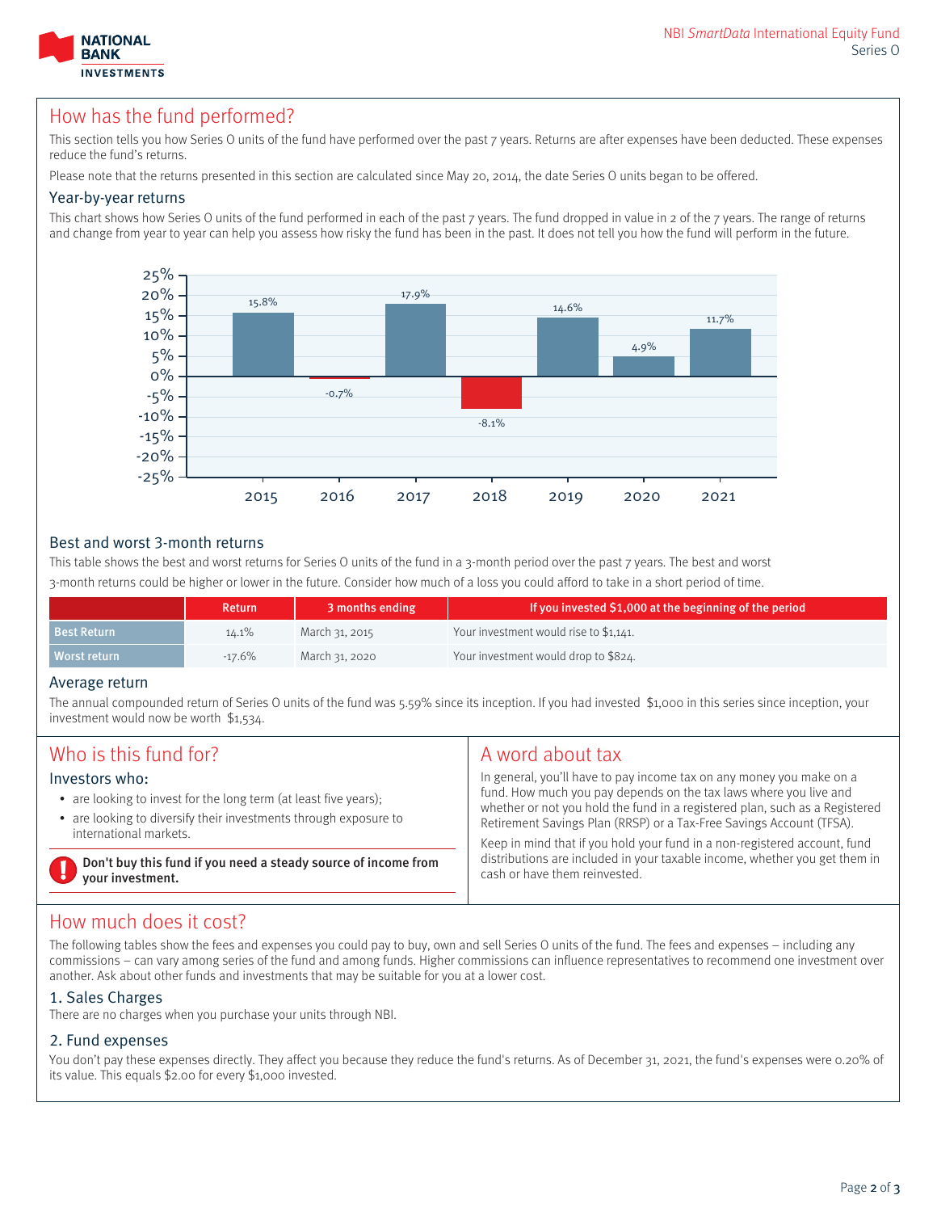## How has the fund performed?

This section tells you how Series O units of the fund have performed over the past 7 years. Returns are after expenses have been deducted. These expenses reduce the fund's returns.

Please note that the returns presented in this section are calculated since May 20, 2014, the date Series O units began to be offered.

### Year-by-year returns

This chart shows how Series O units of the fund performed in each of the past 7 years. The fund dropped in value in 2 of the 7 years. The range of returns and change from year to year can help you assess how risky the fund has been in the past. It does not tell you how the fund will perform in the future.

| Year | Return |
|---|---|
| 2015 | 15.8% |
| 2016 | -0.7% |
| 2017 | 17.9% |
| 2018 | -8.1% |
| 2019 | 14.6% |
| 2020 | 4.9% |
| 2021 | 11.7% |

### Best and worst 3-month returns

This table shows the best and worst returns for Series O units of the fund in a 3-month period over the past 7 years. The best and worst 3-month returns could be higher or lower in the future. Consider how much of a loss you could afford to take in a short period of time.

| | Return | 3 months ending | If you invested $1,000 at the beginning of the period |
|---|---|---|---|
| Best Return | 14.1% | March 31, 2015 | Your investment would rise to $1,141. |
| Worst return | -17.6% | March 31, 2020 | Your investment would drop to $824. |

### Average return

The annual compounded return of Series O units of the fund was 5.59% since its inception. If you had invested $1,000 in this series since inception, your investment would now be worth $1,534.

## Who is this fund for?

### Investors who:

- are looking to invest for the long term (at least five years);
- are looking to diversify their investments through exposure to international markets.

**Don't buy this fund if you need a steady source of income from your investment.**

## A word about tax

In general, you'll have to pay income tax on any money you make on a fund. How much you pay depends on the tax laws where you live and whether or not you hold the fund in a registered plan, such as a Registered Retirement Savings Plan (RRSP) or a Tax-Free Savings Account (TFSA).

Keep in mind that if you hold your fund in a non-registered account, fund distributions are included in your taxable income, whether you get them in cash or have them reinvested.

## How much does it cost?

The following tables show the fees and expenses you could pay to buy, own and sell Series O units of the fund. The fees and expenses – including any commissions – can vary among series of the fund and among funds. Higher commissions can influence representatives to recommend one investment over another. Ask about other funds and investments that may be suitable for you at a lower cost.

### 1. Sales Charges

There are no charges when you purchase your units through NBI.

### 2. Fund expenses

You don't pay these expenses directly. They affect you because they reduce the fund's returns. As of December 31, 2021, the fund's expenses were 0.20% of its value. This equals $2.00 for every $1,000 invested.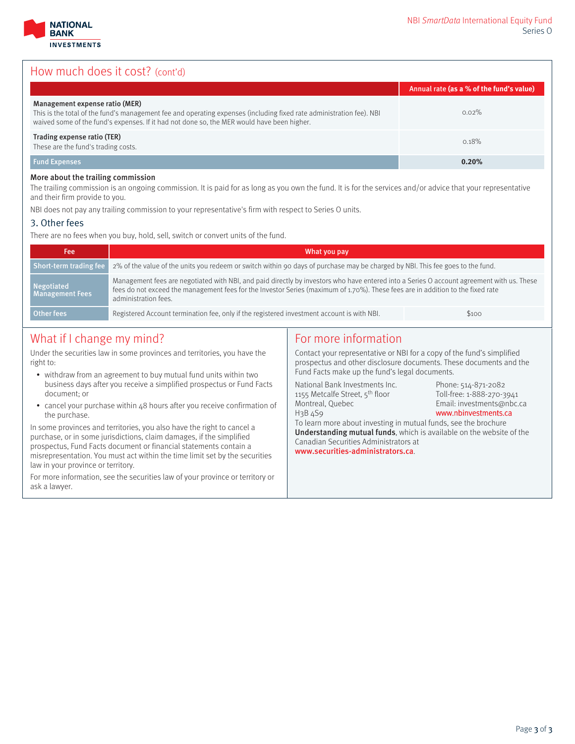## How much does it cost? (cont'd)

| | Annual rate (as a % of the fund's value) |
|---|---|
| **Management expense ratio (MER)**<br>This is the total of the fund's management fee and operating expenses (including fixed rate administration fee). NBI waived some of the fund's expenses. If it had not done so, the MER would have been higher. | 0.02% |
| **Trading expense ratio (TER)**<br>These are the fund's trading costs. | 0.18% |
| **Fund Expenses** | **0.20%** |

### More about the trailing commission

The trailing commission is an ongoing commission. It is paid for as long as you own the fund. It is for the services and/or advice that your representative and their firm provide to you.

NBI does not pay any trailing commission to your representative's firm with respect to Series O units.

### 3. Other fees

There are no fees when you buy, hold, sell, switch or convert units of the fund.

| Fee | What you pay | |
|---|---|---|
| Short-term trading fee | 2% of the value of the units you redeem or switch within 90 days of purchase may be charged by NBI. This fee goes to the fund. | |
| Negotiated Management Fees | Management fees are negotiated with NBI, and paid directly by investors who have entered into a Series O account agreement with us. These fees do not exceed the management fees for the Investor Series (maximum of 1.70%). These fees are in addition to the fixed rate administration fees. | |
| Other fees | Registered Account termination fee, only if the registered investment account is with NBI. | $100 |

## What if I change my mind?

Under the securities law in some provinces and territories, you have the right to:

- withdraw from an agreement to buy mutual fund units within two business days after you receive a simplified prospectus or Fund Facts document; or
- cancel your purchase within 48 hours after you receive confirmation of the purchase.

In some provinces and territories, you also have the right to cancel a purchase, or in some jurisdictions, claim damages, if the simplified prospectus, Fund Facts document or financial statements contain a misrepresentation. You must act within the time limit set by the securities law in your province or territory.

For more information, see the securities law of your province or territory or ask a lawyer.

## For more information

Contact your representative or NBI for a copy of the fund's simplified prospectus and other disclosure documents. These documents and the Fund Facts make up the fund's legal documents.

National Bank Investments Inc.
1155 Metcalfe Street, 5th floor
Montreal, Quebec
H3B 4S9

Phone: 514-871-2082
Toll-free: 1-888-270-3941
Email: investments@nbc.ca
www.nbinvestments.ca

To learn more about investing in mutual funds, see the brochure **Understanding mutual funds**, which is available on the website of the Canadian Securities Administrators at www.securities-administrators.ca.